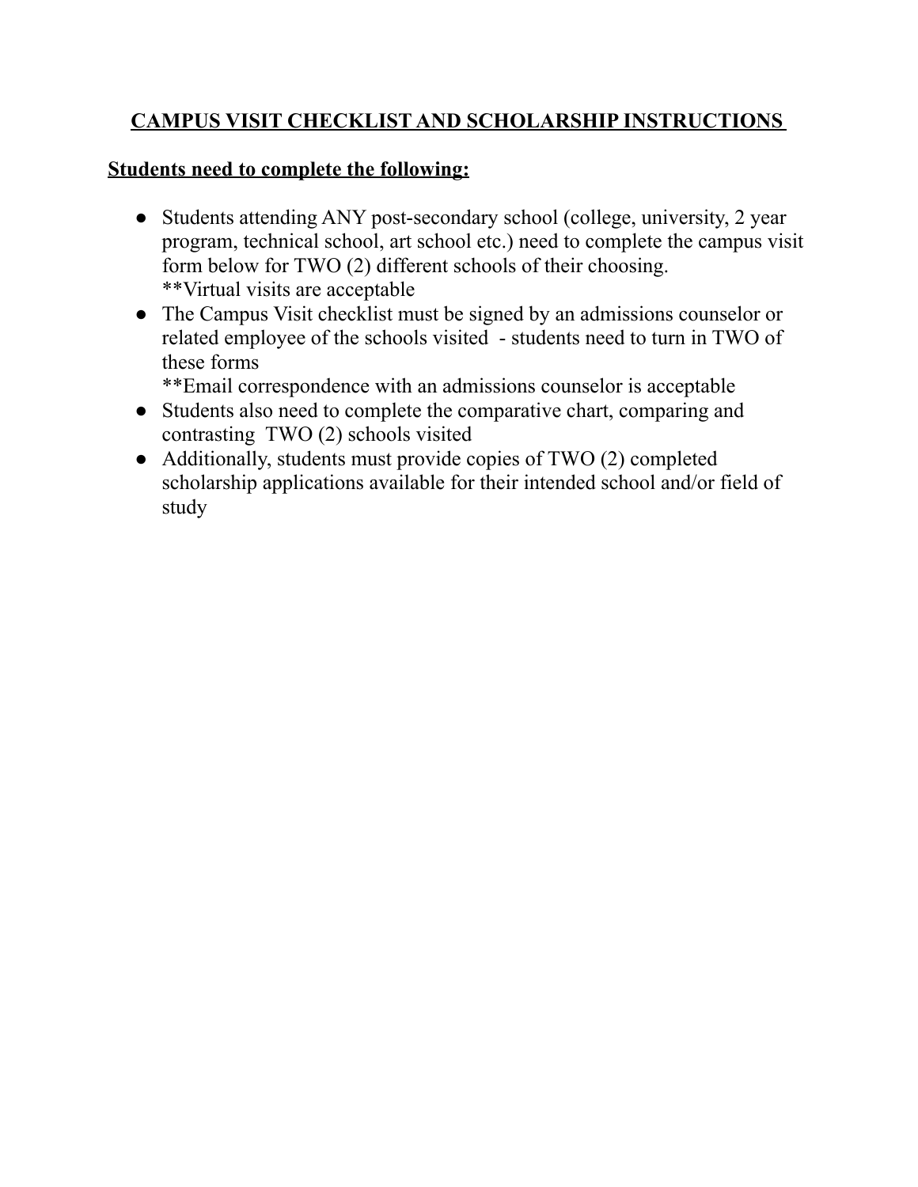# CAMPUS VISIT CHECKLIST AND SCHOLARSHIP INSTRUCTIONS

## Students need to complete the following:

- Students attending ANY post-secondary school (college, university, 2 year program, technical school, art school etc.) need to complete the campus visit form below for TWO (2) different schools of their choosing.
  **Virtual visits are acceptable
- The Campus Visit checklist must be signed by an admissions counselor or related employee of the schools visited - students need to turn in TWO of these forms
  **Email correspondence with an admissions counselor is acceptable
- Students also need to complete the comparative chart, comparing and contrasting TWO (2) schools visited
- Additionally, students must provide copies of TWO (2) completed scholarship applications available for their intended school and/or field of study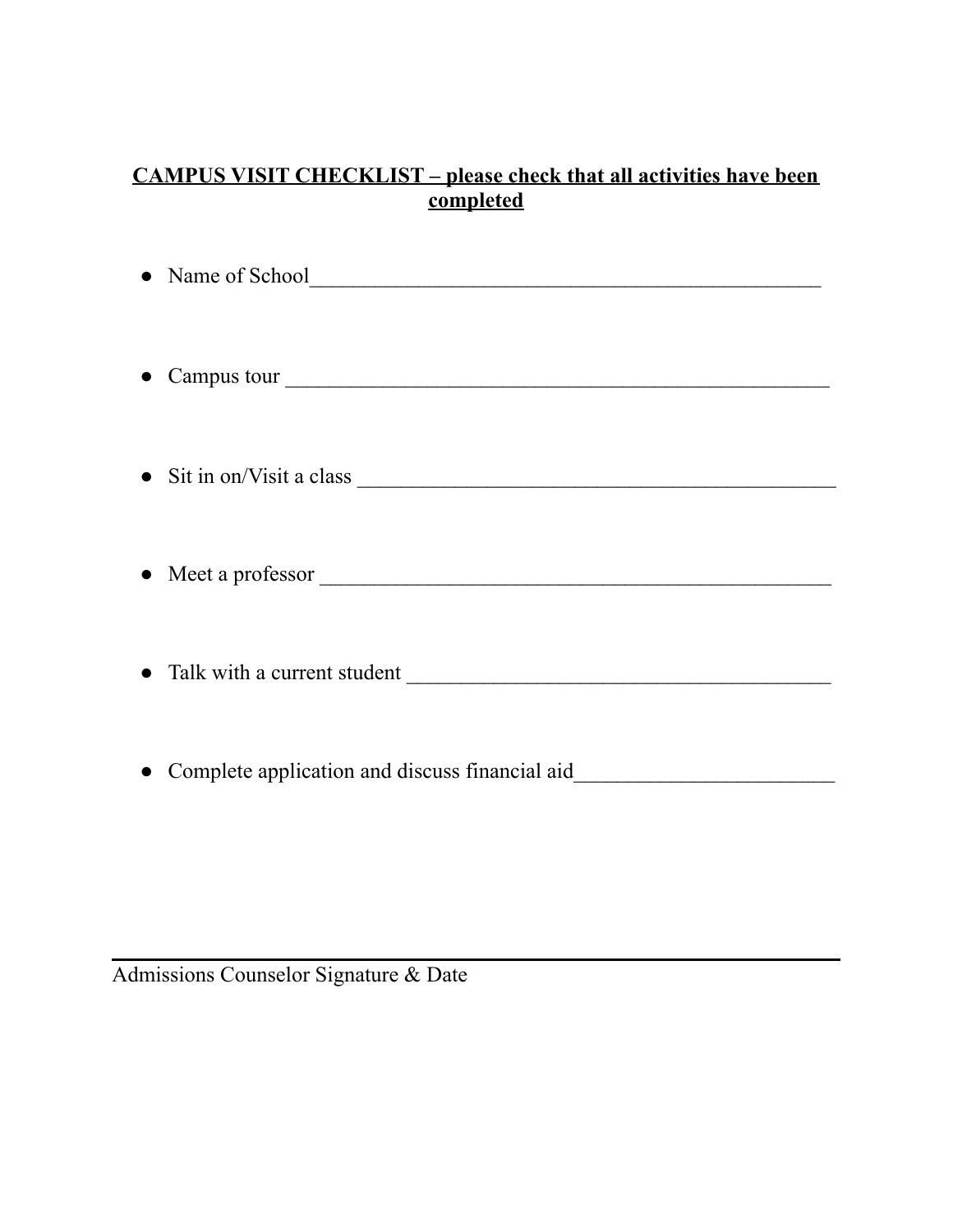**<u>CAMPUS VISIT CHECKLIST – please check that all activities have been completed</u>**

- Name of School_______________________________________________

- Campus tour ___________________________________________________

- Sit in on/Visit a class ___________________________________________

- Meet a professor _______________________________________________

- Talk with a current student _______________________________________

- Complete application and discuss financial aid_______________________

______________________________________________________________

Admissions Counselor Signature & Date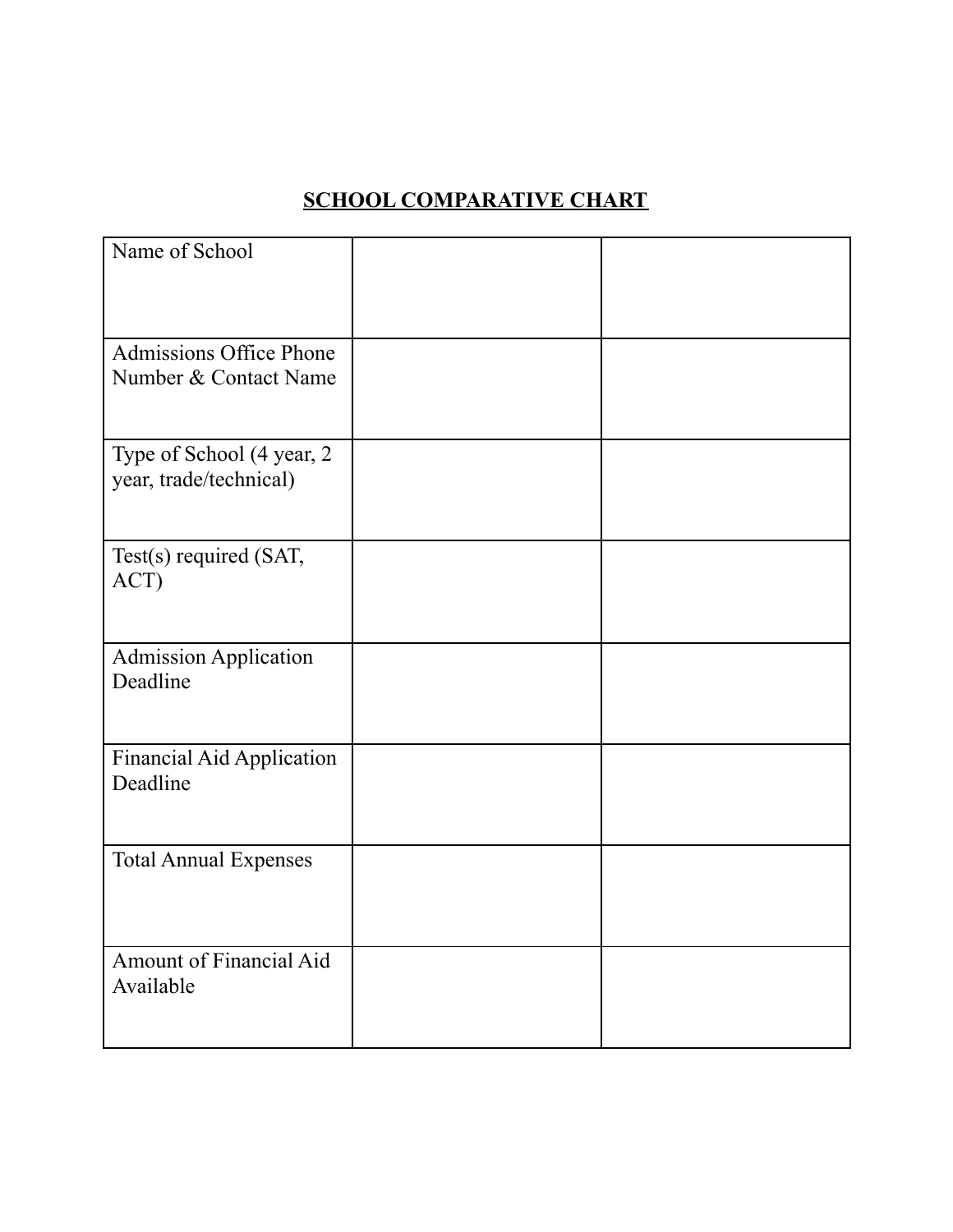**SCHOOL COMPARATIVE CHART**

| Name of School | | |
|---|---|---|
| Admissions Office Phone Number & Contact Name | | |
| Type of School (4 year, 2 year, trade/technical) | | |
| Test(s) required (SAT, ACT) | | |
| Admission Application Deadline | | |
| Financial Aid Application Deadline | | |
| Total Annual Expenses | | |
| Amount of Financial Aid Available | | |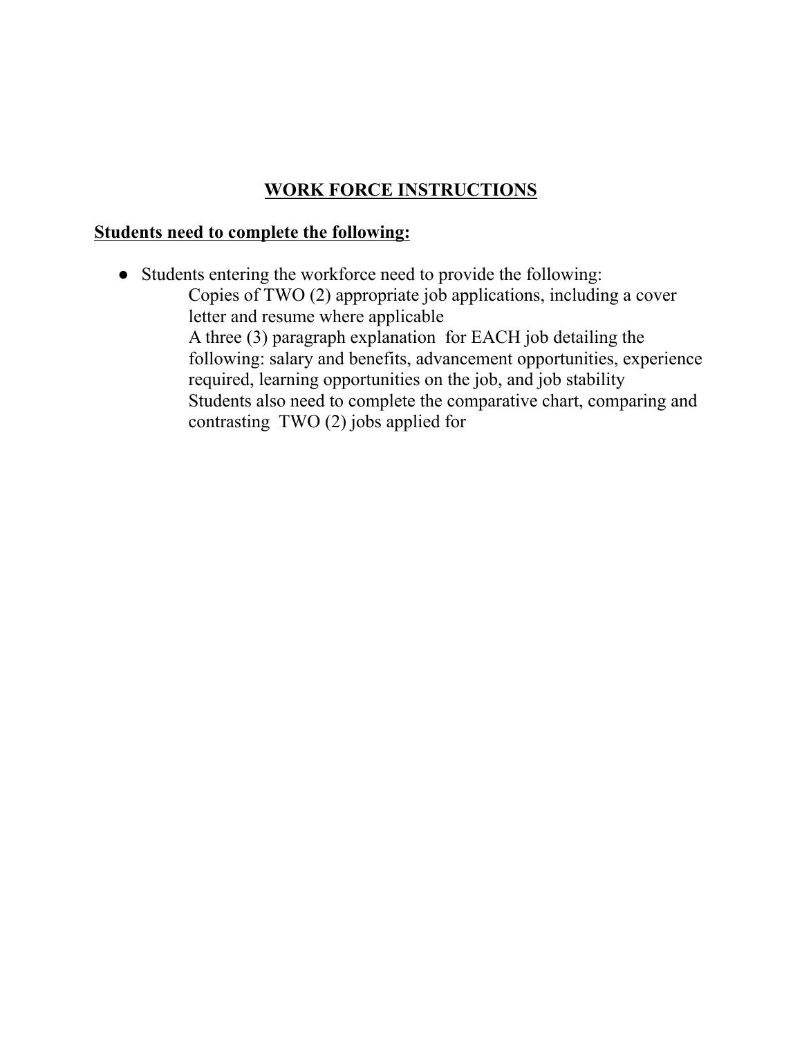# WORK FORCE INSTRUCTIONS

**Students need to complete the following:**

- Students entering the workforce need to provide the following:
  - Copies of TWO (2) appropriate job applications, including a cover letter and resume where applicable
  - A three (3) paragraph explanation for EACH job detailing the following: salary and benefits, advancement opportunities, experience required, learning opportunities on the job, and job stability
  - Students also need to complete the comparative chart, comparing and contrasting TWO (2) jobs applied for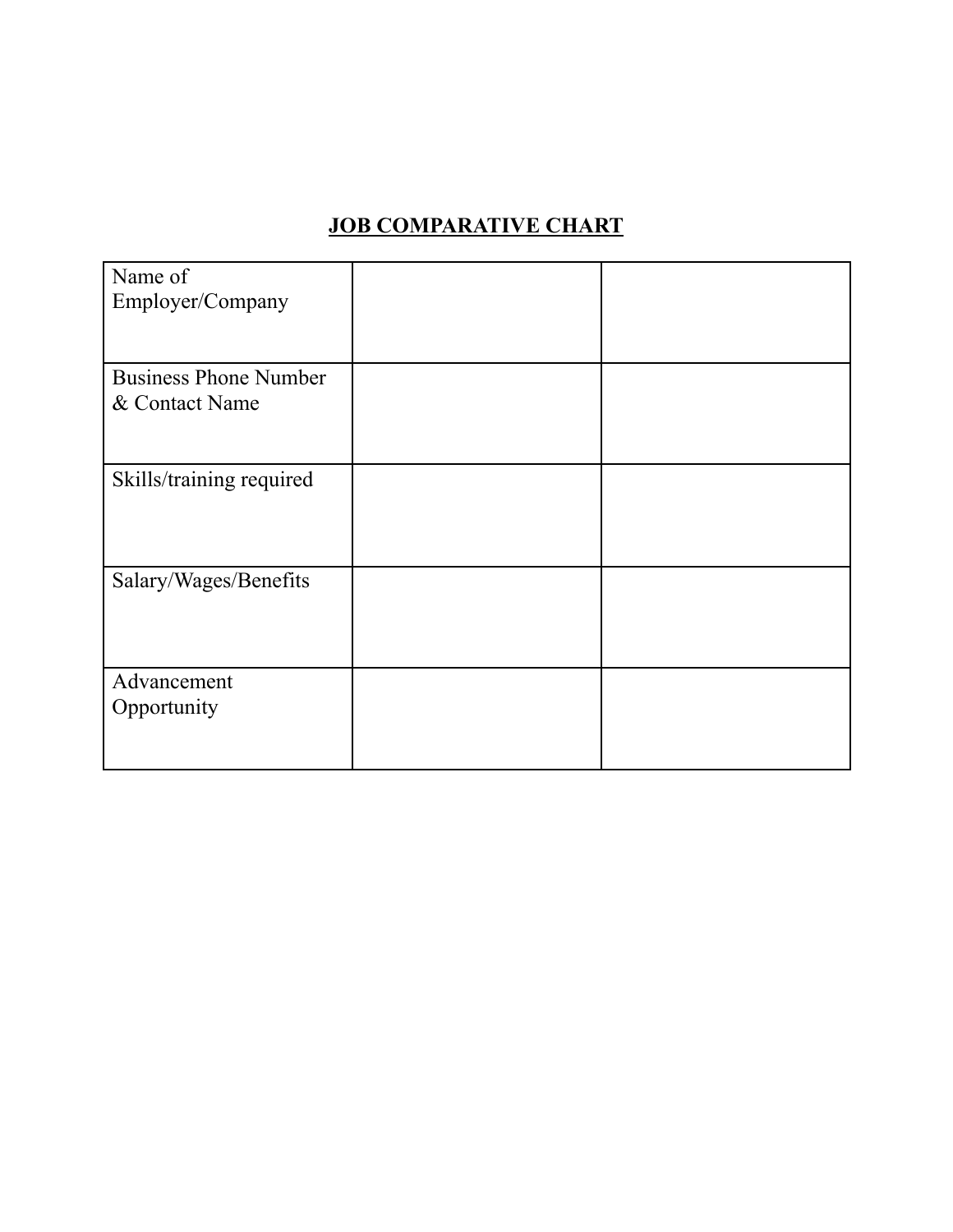**JOB COMPARATIVE CHART**

| | | |
|---|---|---|
| Name of Employer/Company | | |
| Business Phone Number & Contact Name | | |
| Skills/training required | | |
| Salary/Wages/Benefits | | |
| Advancement Opportunity | | |